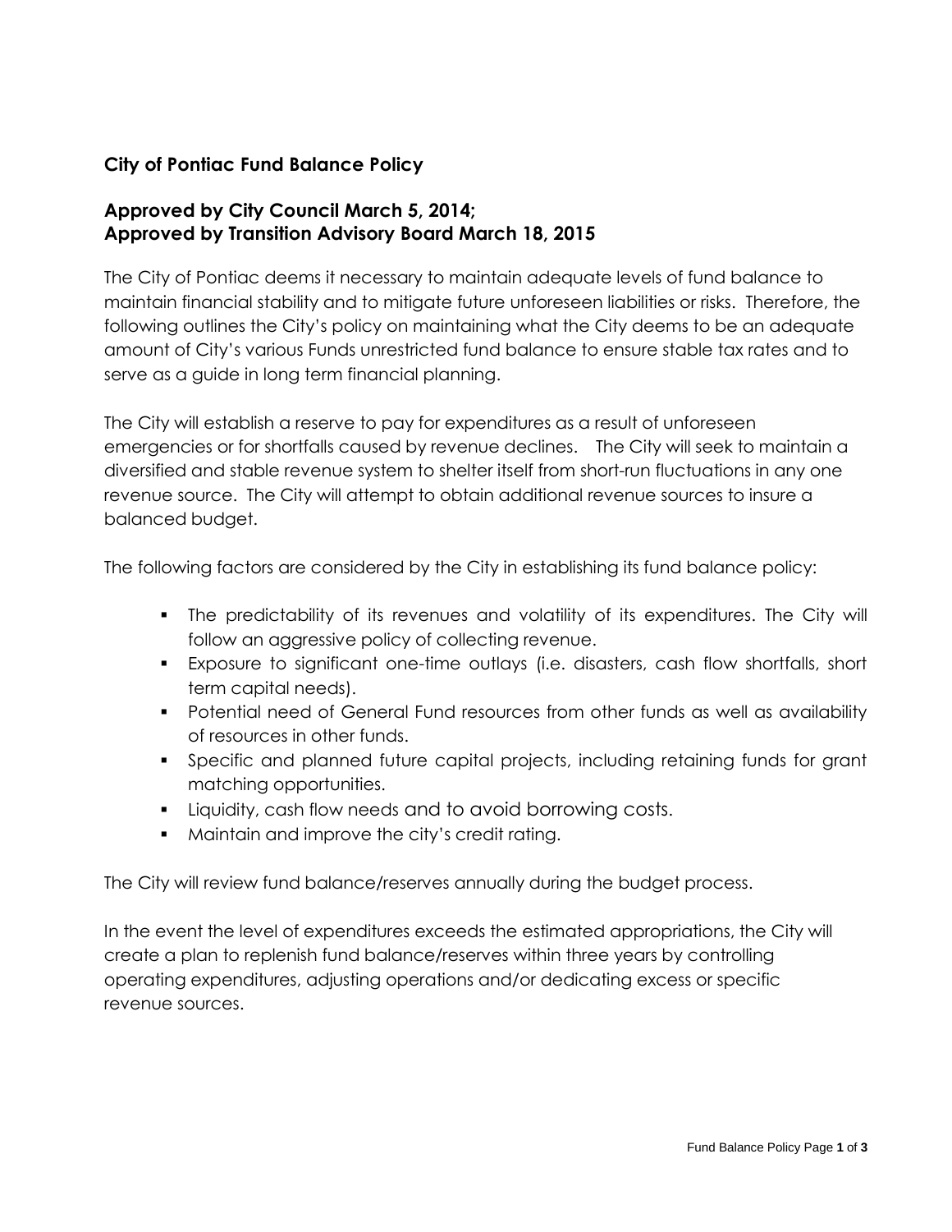## City of Pontiac Fund Balance Policy

### Approved by City Council March 5, 2014; Approved by Transition Advisory Board March 18, 2015

The City of Pontiac deems it necessary to maintain adequate levels of fund balance to maintain financial stability and to mitigate future unforeseen liabilities or risks. Therefore, the following outlines the City's policy on maintaining what the City deems to be an adequate amount of City's various Funds unrestricted fund balance to ensure stable tax rates and to serve as a guide in long term financial planning.

The City will establish a reserve to pay for expenditures as a result of unforeseen emergencies or for shortfalls caused by revenue declines. The City will seek to maintain a diversified and stable revenue system to shelter itself from short-run fluctuations in any one revenue source. The City will attempt to obtain additional revenue sources to insure a balanced budget.

The following factors are considered by the City in establishing its fund balance policy:

- The predictability of its revenues and volatility of its expenditures. The City will follow an aggressive policy of collecting revenue.
- Exposure to significant one-time outlays (i.e. disasters, cash flow shortfalls, short term capital needs).
- Potential need of General Fund resources from other funds as well as availability of resources in other funds.
- Specific and planned future capital projects, including retaining funds for grant matching opportunities.
- Liquidity, cash flow needs and to avoid borrowing costs.
- Maintain and improve the city's credit rating.

The City will review fund balance/reserves annually during the budget process.

In the event the level of expenditures exceeds the estimated appropriations, the City will create a plan to replenish fund balance/reserves within three years by controlling operating expenditures, adjusting operations and/or dedicating excess or specific revenue sources.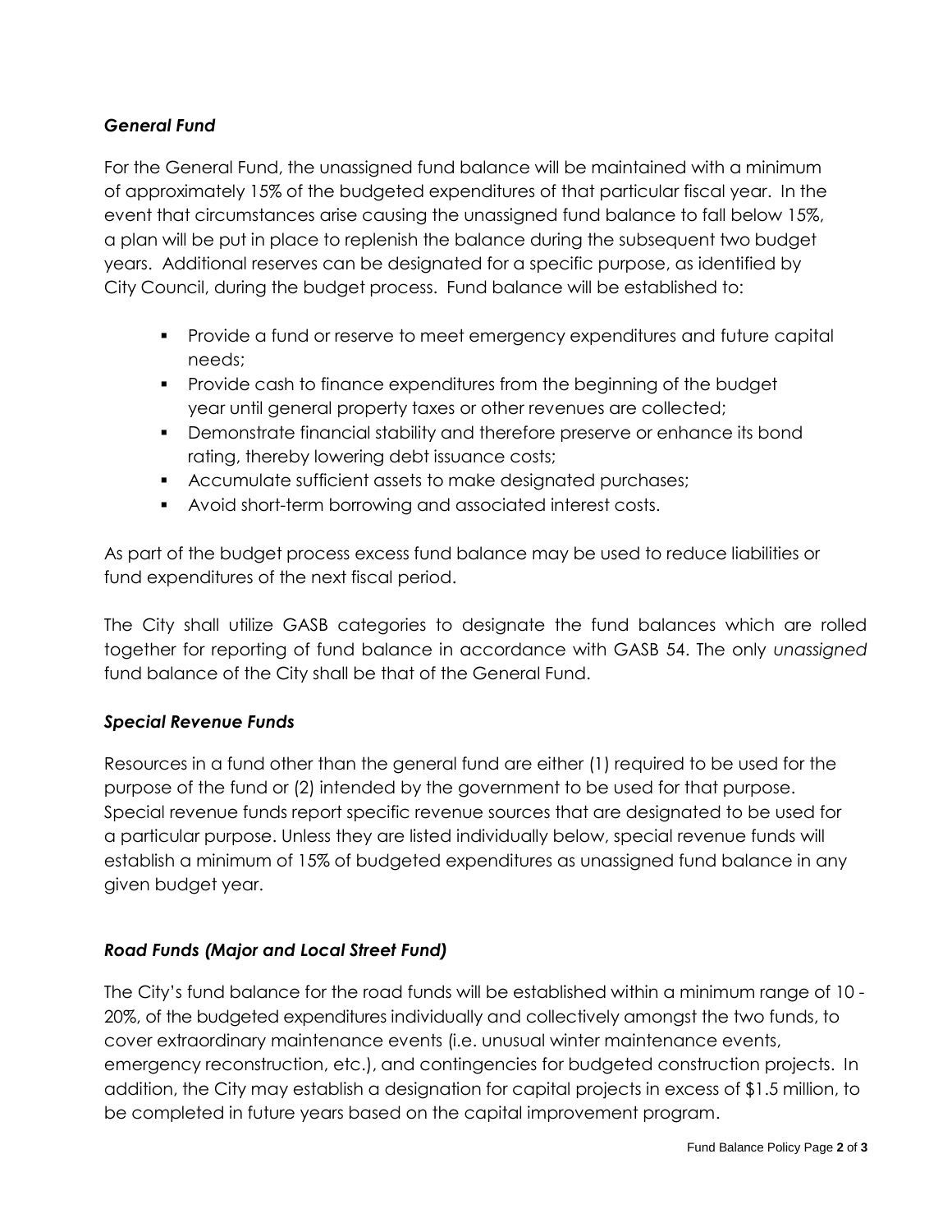### *General Fund*

For the General Fund, the unassigned fund balance will be maintained with a minimum of approximately 15% of the budgeted expenditures of that particular fiscal year. In the event that circumstances arise causing the unassigned fund balance to fall below 15%, a plan will be put in place to replenish the balance during the subsequent two budget years. Additional reserves can be designated for a specific purpose, as identified by City Council, during the budget process. Fund balance will be established to:

- Provide a fund or reserve to meet emergency expenditures and future capital needs;
- Provide cash to finance expenditures from the beginning of the budget year until general property taxes or other revenues are collected;
- Demonstrate financial stability and therefore preserve or enhance its bond rating, thereby lowering debt issuance costs;
- Accumulate sufficient assets to make designated purchases;
- Avoid short-term borrowing and associated interest costs.

As part of the budget process excess fund balance may be used to reduce liabilities or fund expenditures of the next fiscal period.

The City shall utilize GASB categories to designate the fund balances which are rolled together for reporting of fund balance in accordance with GASB 54. The only *unassigned* fund balance of the City shall be that of the General Fund.

### *Special Revenue Funds*

Resources in a fund other than the general fund are either (1) required to be used for the purpose of the fund or (2) intended by the government to be used for that purpose. Special revenue funds report specific revenue sources that are designated to be used for a particular purpose. Unless they are listed individually below, special revenue funds will establish a minimum of 15% of budgeted expenditures as unassigned fund balance in any given budget year.

### *Road Funds (Major and Local Street Fund)*

The City's fund balance for the road funds will be established within a minimum range of 10 - 20%, of the budgeted expenditures individually and collectively amongst the two funds, to cover extraordinary maintenance events (i.e. unusual winter maintenance events, emergency reconstruction, etc.), and contingencies for budgeted construction projects. In addition, the City may establish a designation for capital projects in excess of $1.5 million, to be completed in future years based on the capital improvement program.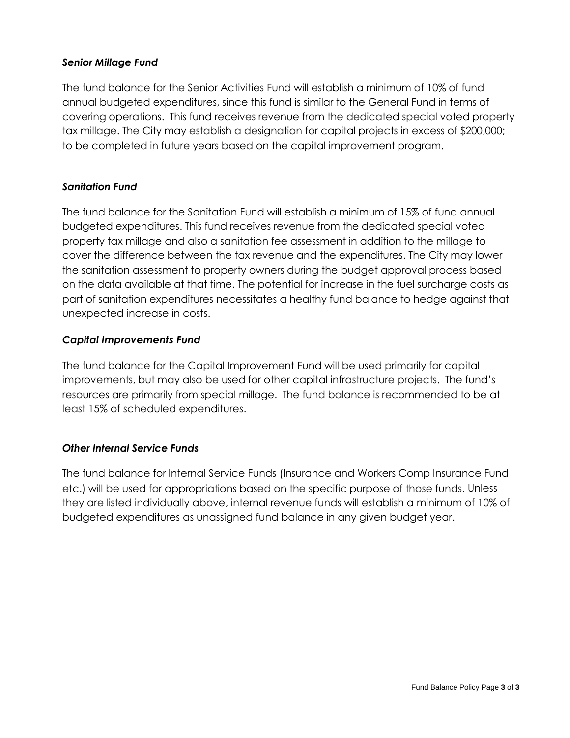### *Senior Millage Fund*

The fund balance for the Senior Activities Fund will establish a minimum of 10% of fund annual budgeted expenditures, since this fund is similar to the General Fund in terms of covering operations. This fund receives revenue from the dedicated special voted property tax millage. The City may establish a designation for capital projects in excess of $200,000; to be completed in future years based on the capital improvement program.

### *Sanitation Fund*

The fund balance for the Sanitation Fund will establish a minimum of 15% of fund annual budgeted expenditures. This fund receives revenue from the dedicated special voted property tax millage and also a sanitation fee assessment in addition to the millage to cover the difference between the tax revenue and the expenditures. The City may lower the sanitation assessment to property owners during the budget approval process based on the data available at that time. The potential for increase in the fuel surcharge costs as part of sanitation expenditures necessitates a healthy fund balance to hedge against that unexpected increase in costs.

### *Capital Improvements Fund*

The fund balance for the Capital Improvement Fund will be used primarily for capital improvements, but may also be used for other capital infrastructure projects. The fund's resources are primarily from special millage. The fund balance is recommended to be at least 15% of scheduled expenditures.

### *Other Internal Service Funds*

The fund balance for Internal Service Funds (Insurance and Workers Comp Insurance Fund etc.) will be used for appropriations based on the specific purpose of those funds. Unless they are listed individually above, internal revenue funds will establish a minimum of 10% of budgeted expenditures as unassigned fund balance in any given budget year.